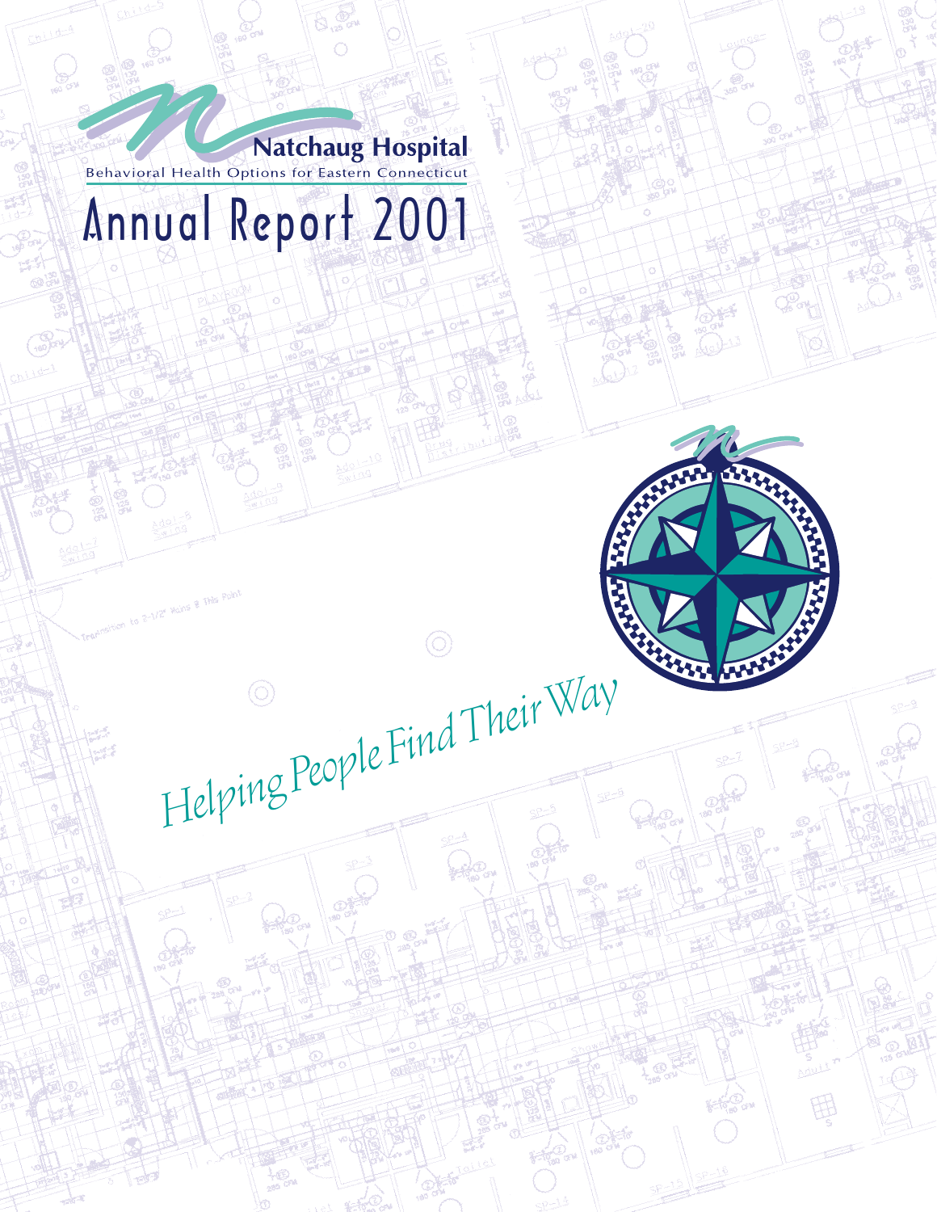# Natchaug Hospital

Behavioral Health Options for Eastern Connecticut

# Annual Report 2001

*Helping People Find Their Way*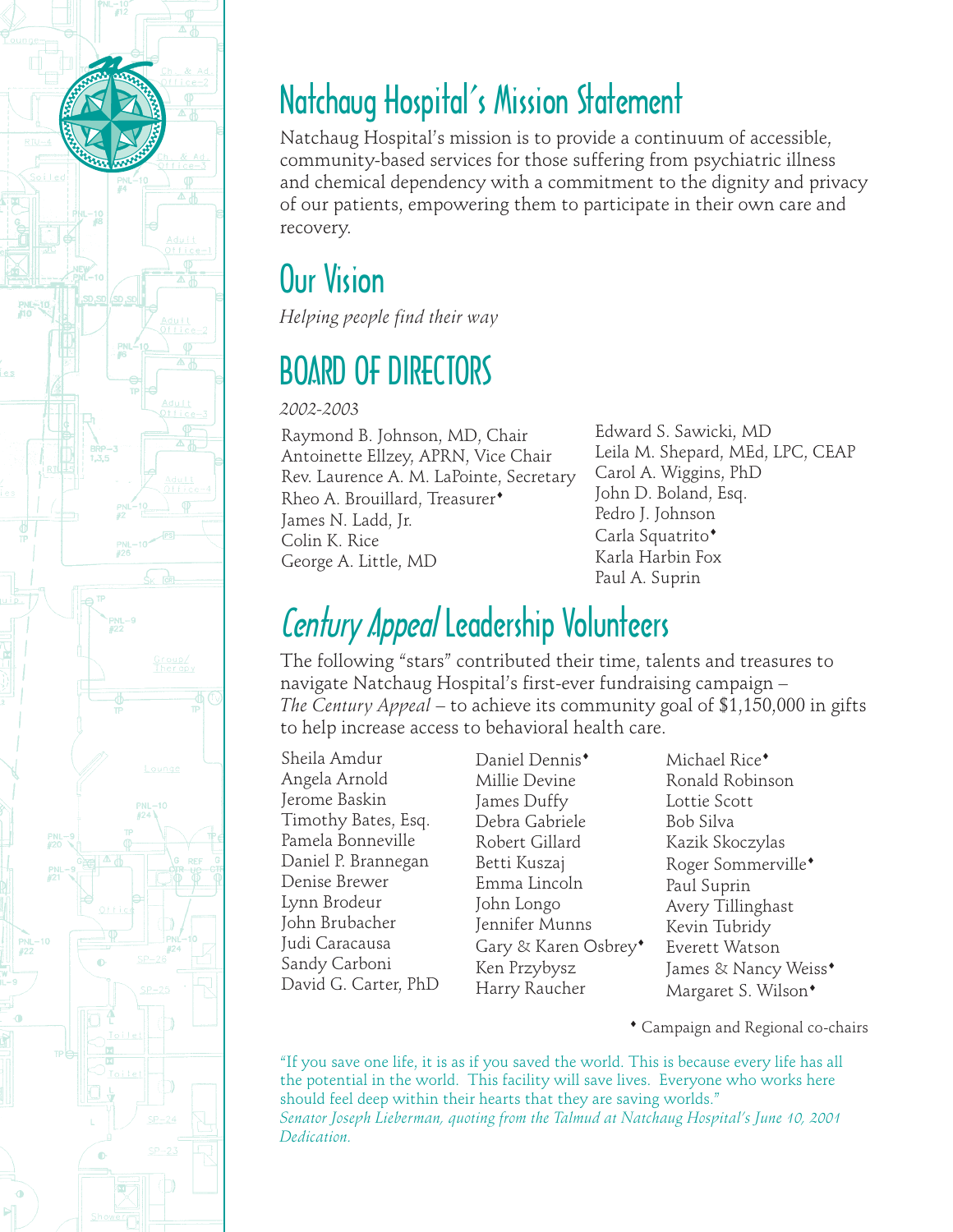# Natchaug Hospital's Mission Statement

Natchaug Hospital's mission is to provide a continuum of accessible, community-based services for those suffering from psychiatric illness and chemical dependency with a commitment to the dignity and privacy of our patients, empowering them to participate in their own care and recovery.

# Our Vision

*Helping people find their way*

# BOARD OF DIRECTORS

*2002-2003*

Raymond B. Johnson, MD, Chair
Antoinette Ellzey, APRN, Vice Chair
Rev. Laurence A. M. LaPointe, Secretary
Rheo A. Brouillard, Treasurer♦
James N. Ladd, Jr.
Colin K. Rice
George A. Little, MD
Edward S. Sawicki, MD
Leila M. Shepard, MEd, LPC, CEAP
Carol A. Wiggins, PhD
John D. Boland, Esq.
Pedro J. Johnson
Carla Squatrito♦
Karla Harbin Fox
Paul A. Suprin

# *Century Appeal* Leadership Volunteers

The following "stars" contributed their time, talents and treasures to navigate Natchaug Hospital's first-ever fundraising campaign – *The Century Appeal* – to achieve its community goal of $1,150,000 in gifts to help increase access to behavioral health care.

Sheila Amdur
Angela Arnold
Jerome Baskin
Timothy Bates, Esq.
Pamela Bonneville
Daniel P. Brannegan
Denise Brewer
Lynn Brodeur
John Brubacher
Judi Caracausa
Sandy Carboni
David G. Carter, PhD
Daniel Dennis♦
Millie Devine
James Duffy
Debra Gabriele
Robert Gillard
Betti Kuszaj
Emma Lincoln
John Longo
Jennifer Munns
Gary & Karen Osbrey♦
Ken Przybysz
Harry Raucher
Michael Rice♦
Ronald Robinson
Lottie Scott
Bob Silva
Kazik Skoczylas
Roger Sommerville♦
Paul Suprin
Avery Tillinghast
Kevin Tubridy
Everett Watson
James & Nancy Weiss♦
Margaret S. Wilson♦

♦ Campaign and Regional co-chairs

"If you save one life, it is as if you saved the world. This is because every life has all the potential in the world. This facility will save lives. Everyone who works here should feel deep within their hearts that they are saving worlds."
*Senator Joseph Lieberman, quoting from the Talmud at Natchaug Hospital's June 10, 2001 Dedication.*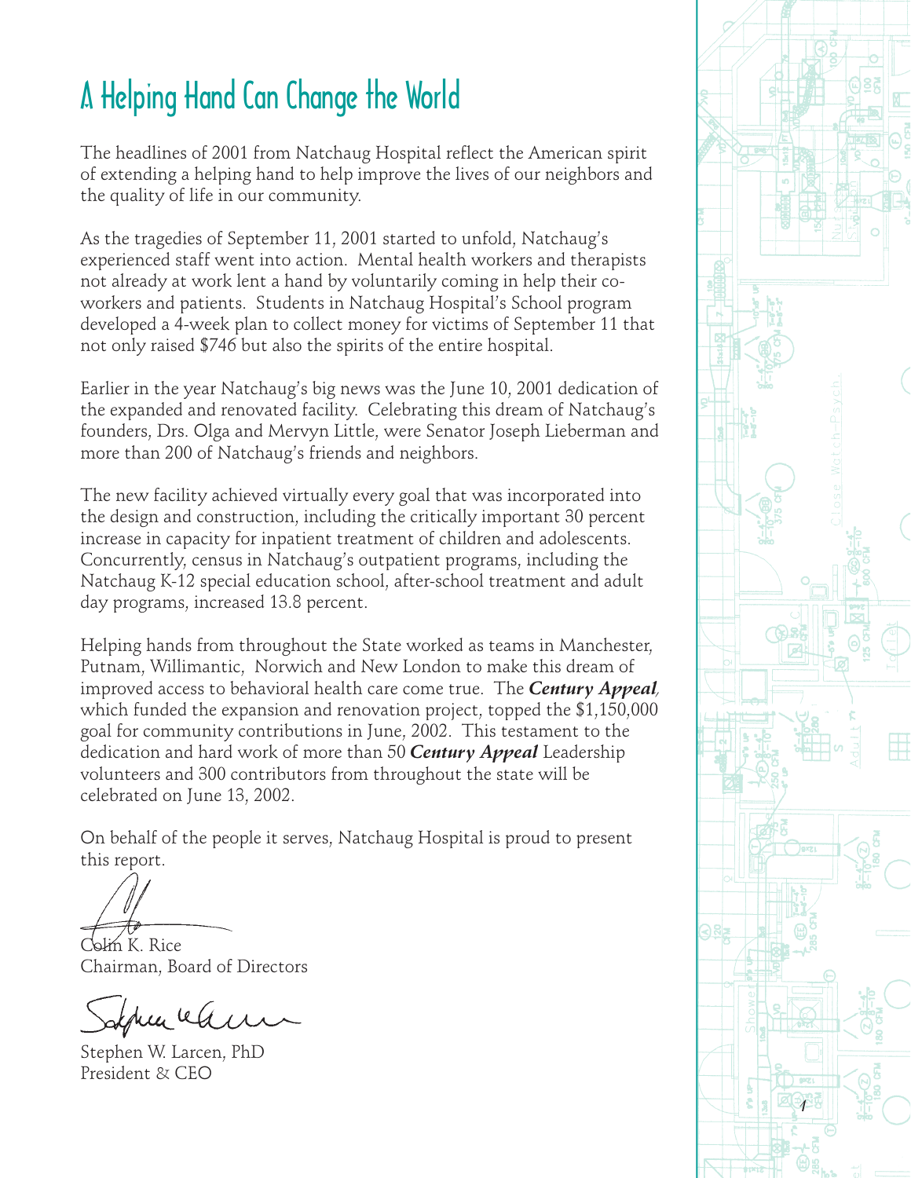# A Helping Hand Can Change the World

The headlines of 2001 from Natchaug Hospital reflect the American spirit of extending a helping hand to help improve the lives of our neighbors and the quality of life in our community.

As the tragedies of September 11, 2001 started to unfold, Natchaug's experienced staff went into action. Mental health workers and therapists not already at work lent a hand by voluntarily coming in help their co-workers and patients. Students in Natchaug Hospital's School program developed a 4-week plan to collect money for victims of September 11 that not only raised $746 but also the spirits of the entire hospital.

Earlier in the year Natchaug's big news was the June 10, 2001 dedication of the expanded and renovated facility. Celebrating this dream of Natchaug's founders, Drs. Olga and Mervyn Little, were Senator Joseph Lieberman and more than 200 of Natchaug's friends and neighbors.

The new facility achieved virtually every goal that was incorporated into the design and construction, including the critically important 30 percent increase in capacity for inpatient treatment of children and adolescents. Concurrently, census in Natchaug's outpatient programs, including the Natchaug K-12 special education school, after-school treatment and adult day programs, increased 13.8 percent.

Helping hands from throughout the State worked as teams in Manchester, Putnam, Willimantic, Norwich and New London to make this dream of improved access to behavioral health care come true. The ***Century Appeal***, which funded the expansion and renovation project, topped the $1,150,000 goal for community contributions in June, 2002. This testament to the dedication and hard work of more than 50 ***Century Appeal*** Leadership volunteers and 300 contributors from throughout the state will be celebrated on June 13, 2002.

On behalf of the people it serves, Natchaug Hospital is proud to present this report.

Colin K. Rice
Chairman, Board of Directors

Stephen W. Larcen, PhD
President & CEO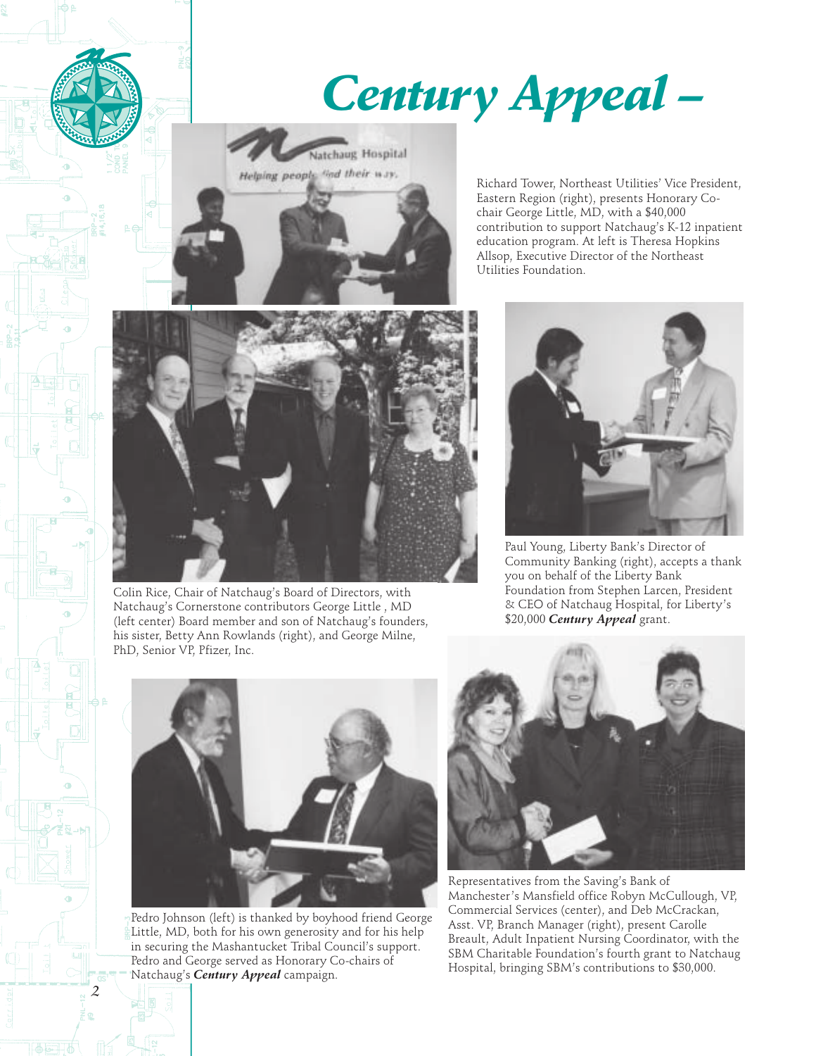# *Century Appeal –*

Richard Tower, Northeast Utilities' Vice President, Eastern Region (right), presents Honorary Co-chair George Little, MD, with a $40,000 contribution to support Natchaug's K-12 inpatient education program. At left is Theresa Hopkins Allsop, Executive Director of the Northeast Utilities Foundation.

Colin Rice, Chair of Natchaug's Board of Directors, with Natchaug's Cornerstone contributors George Little , MD (left center) Board member and son of Natchaug's founders, his sister, Betty Ann Rowlands (right), and George Milne, PhD, Senior VP, Pfizer, Inc.

Paul Young, Liberty Bank's Director of Community Banking (right), accepts a thank you on behalf of the Liberty Bank Foundation from Stephen Larcen, President & CEO of Natchaug Hospital, for Liberty's $20,000 ***Century Appeal*** grant.

Pedro Johnson (left) is thanked by boyhood friend George Little, MD, both for his own generosity and for his help in securing the Mashantucket Tribal Council's support. Pedro and George served as Honorary Co-chairs of Natchaug's ***Century Appeal*** campaign.

Representatives from the Saving's Bank of Manchester's Mansfield office Robyn McCullough, VP, Commercial Services (center), and Deb McCrackan, Asst. VP, Branch Manager (right), present Carolle Breault, Adult Inpatient Nursing Coordinator, with the SBM Charitable Foundation's fourth grant to Natchaug Hospital, bringing SBM's contributions to $30,000.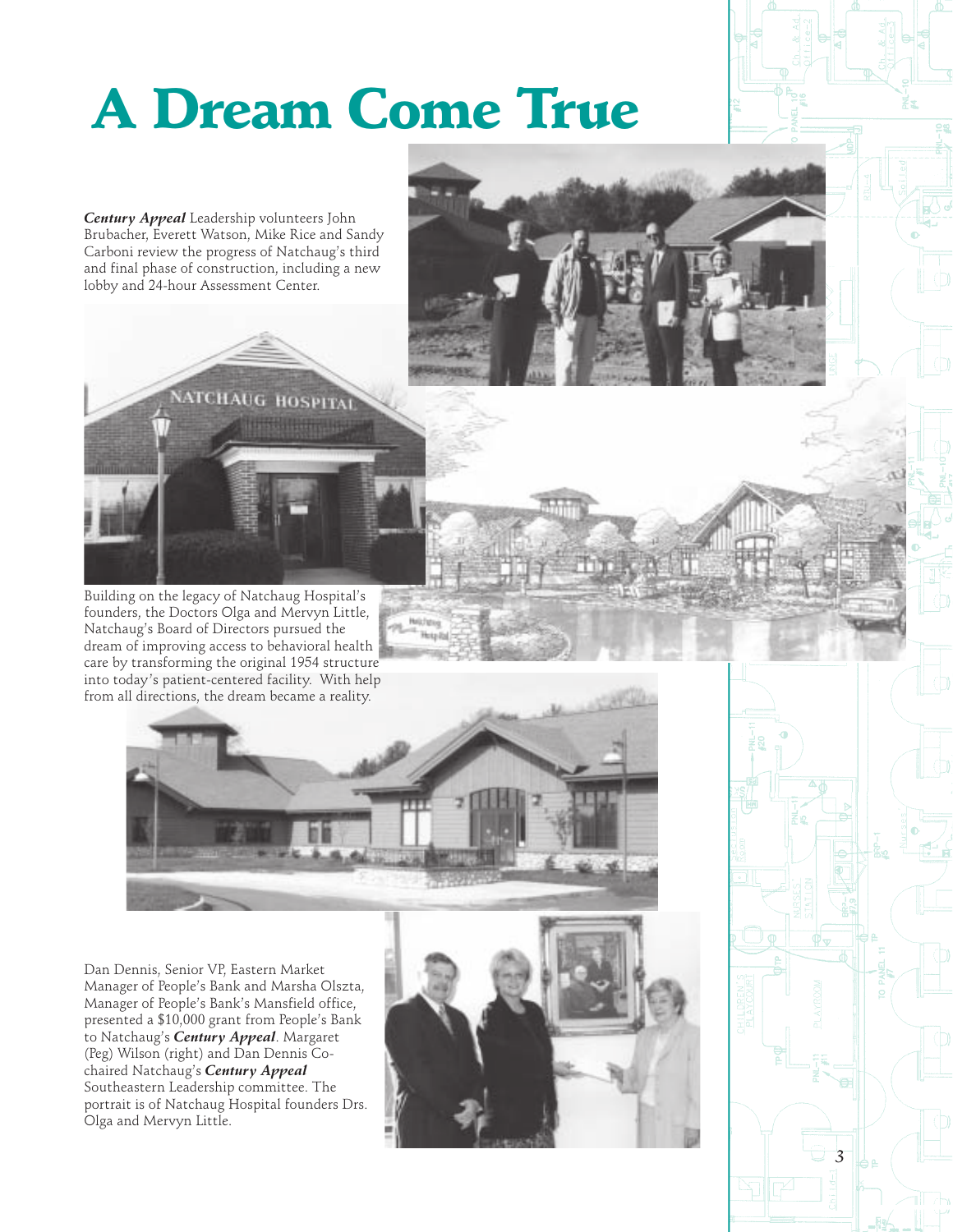# A Dream Come True

***Century Appeal*** Leadership volunteers John Brubacher, Everett Watson, Mike Rice and Sandy Carboni review the progress of Natchaug's third and final phase of construction, including a new lobby and 24-hour Assessment Center.

Building on the legacy of Natchaug Hospital's founders, the Doctors Olga and Mervyn Little, Natchaug's Board of Directors pursued the dream of improving access to behavioral health care by transforming the original 1954 structure into today's patient-centered facility. With help from all directions, the dream became a reality.

Dan Dennis, Senior VP, Eastern Market Manager of People's Bank and Marsha Olszta, Manager of People's Bank's Mansfield office, presented a $10,000 grant from People's Bank to Natchaug's ***Century Appeal***. Margaret (Peg) Wilson (right) and Dan Dennis Co-chaired Natchaug's ***Century Appeal*** Southeastern Leadership committee. The portrait is of Natchaug Hospital founders Drs. Olga and Mervyn Little.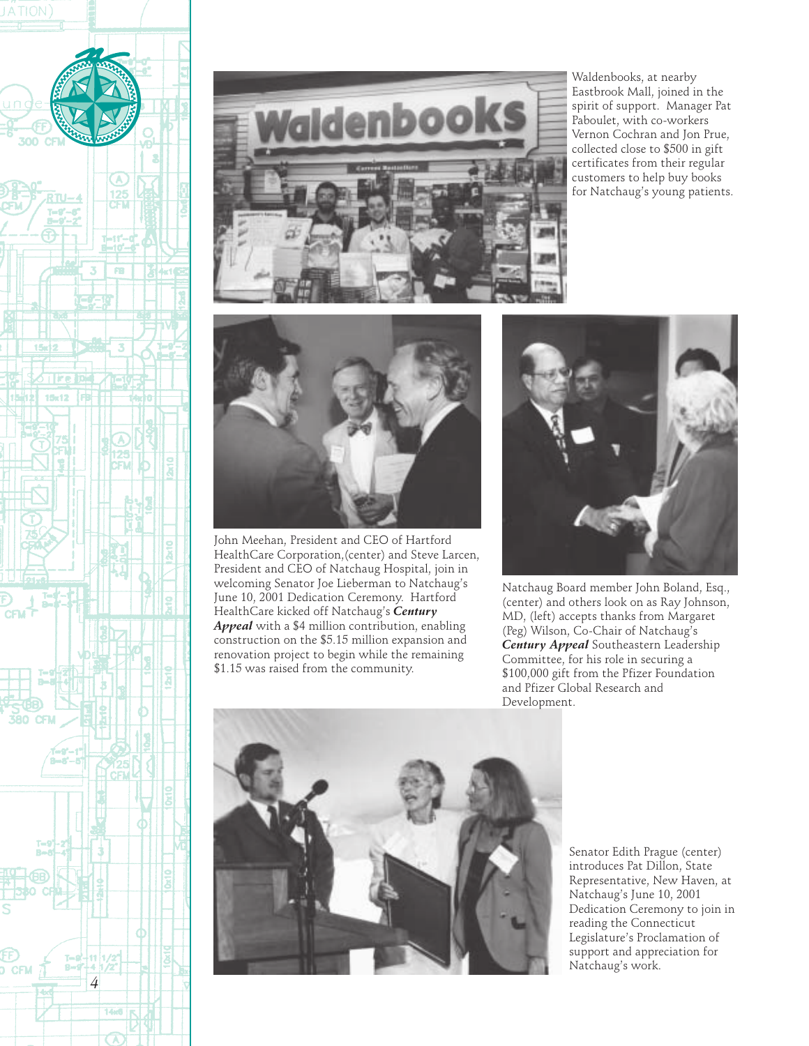Waldenbooks, at nearby Eastbrook Mall, joined in the spirit of support. Manager Pat Paboulet, with co-workers Vernon Cochran and Jon Prue, collected close to $500 in gift certificates from their regular customers to help buy books for Natchaug's young patients.

John Meehan, President and CEO of Hartford HealthCare Corporation,(center) and Steve Larcen, President and CEO of Natchaug Hospital, join in welcoming Senator Joe Lieberman to Natchaug's June 10, 2001 Dedication Ceremony. Hartford HealthCare kicked off Natchaug's ***Century Appeal*** with a $4 million contribution, enabling construction on the $5.15 million expansion and renovation project to begin while the remaining $1.15 was raised from the community.

Natchaug Board member John Boland, Esq., (center) and others look on as Ray Johnson, MD, (left) accepts thanks from Margaret (Peg) Wilson, Co-Chair of Natchaug's ***Century Appeal*** Southeastern Leadership Committee, for his role in securing a $100,000 gift from the Pfizer Foundation and Pfizer Global Research and Development.

Senator Edith Prague (center) introduces Pat Dillon, State Representative, New Haven, at Natchaug's June 10, 2001 Dedication Ceremony to join in reading the Connecticut Legislature's Proclamation of support and appreciation for Natchaug's work.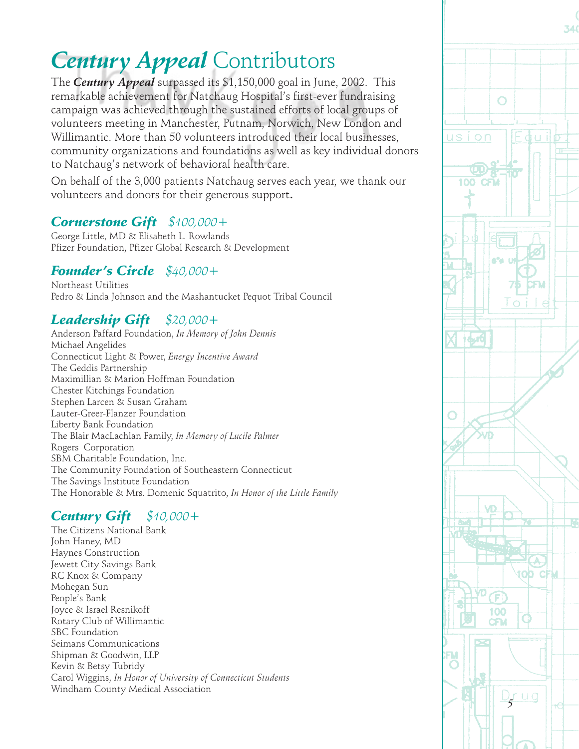# *Century Appeal* Contributors

The ***Century Appeal*** surpassed its $1,150,000 goal in June, 2002. This remarkable achievement for Natchaug Hospital's first-ever fundraising campaign was achieved through the sustained efforts of local groups of volunteers meeting in Manchester, Putnam, Norwich, New London and Willimantic. More than 50 volunteers introduced their local businesses, community organizations and foundations as well as key individual donors to Natchaug's network of behavioral health care.

On behalf of the 3,000 patients Natchaug serves each year, we thank our volunteers and donors for their generous support.

## ***Cornerstone Gift*** *$100,000+*

George Little, MD & Elisabeth L. Rowlands
Pfizer Foundation, Pfizer Global Research & Development

## ***Founder's Circle*** *$40,000+*

Northeast Utilities
Pedro & Linda Johnson and the Mashantucket Pequot Tribal Council

## ***Leadership Gift*** *$20,000+*

Anderson Paffard Foundation, *In Memory of John Dennis*
Michael Angelides
Connecticut Light & Power, *Energy Incentive Award*
The Geddis Partnership
Maximillian & Marion Hoffman Foundation
Chester Kitchings Foundation
Stephen Larcen & Susan Graham
Lauter-Greer-Flanzer Foundation
Liberty Bank Foundation
The Blair MacLachlan Family, *In Memory of Lucile Palmer*
Rogers Corporation
SBM Charitable Foundation, Inc.
The Community Foundation of Southeastern Connecticut
The Savings Institute Foundation
The Honorable & Mrs. Domenic Squatrito, *In Honor of the Little Family*

## ***Century Gift*** *$10,000+*

The Citizens National Bank
John Haney, MD
Haynes Construction
Jewett City Savings Bank
RC Knox & Company
Mohegan Sun
People's Bank
Joyce & Israel Resnikoff
Rotary Club of Willimantic
SBC Foundation
Seimans Communications
Shipman & Goodwin, LLP
Kevin & Betsy Tubridy
Carol Wiggins, *In Honor of University of Connecticut Students*
Windham County Medical Association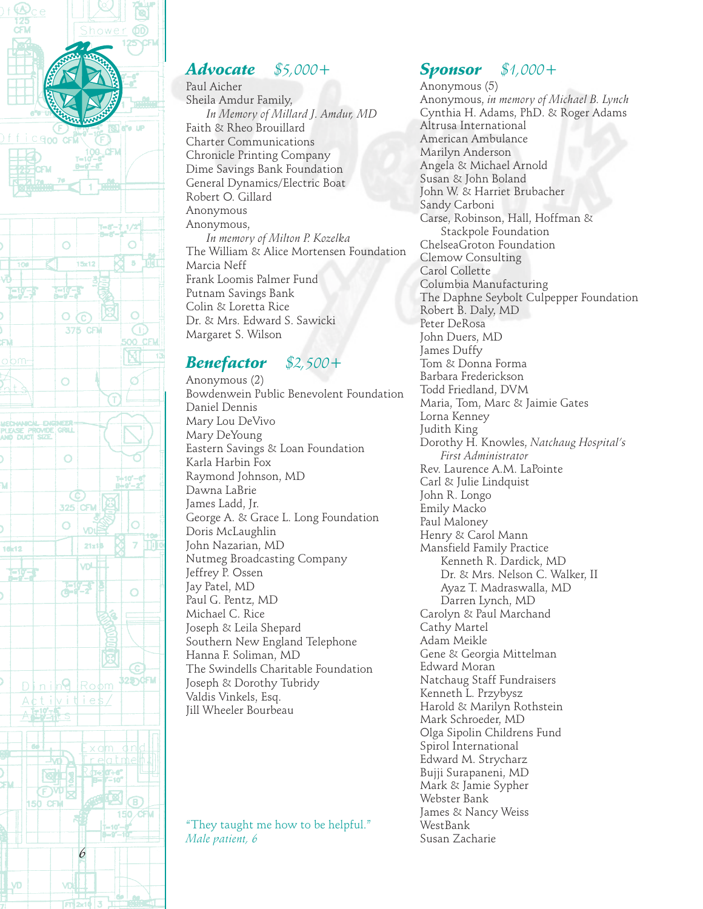## *Advocate* *$5,000+*

Paul Aicher
Sheila Amdur Family,
*In Memory of Millard J. Amdur, MD*
Faith & Rheo Brouillard
Charter Communications
Chronicle Printing Company
Dime Savings Bank Foundation
General Dynamics/Electric Boat
Robert O. Gillard
Anonymous
Anonymous,
*In memory of Milton P. Kozelka*
The William & Alice Mortensen Foundation
Marcia Neff
Frank Loomis Palmer Fund
Putnam Savings Bank
Colin & Loretta Rice
Dr. & Mrs. Edward S. Sawicki
Margaret S. Wilson

## *Benefactor* *$2,500+*

Anonymous (2)
Bowdenwein Public Benevolent Foundation
Daniel Dennis
Mary Lou DeVivo
Mary DeYoung
Eastern Savings & Loan Foundation
Karla Harbin Fox
Raymond Johnson, MD
Dawna LaBrie
James Ladd, Jr.
George A. & Grace L. Long Foundation
Doris McLaughlin
John Nazarian, MD
Nutmeg Broadcasting Company
Jeffrey P. Ossen
Jay Patel, MD
Paul G. Pentz, MD
Michael C. Rice
Joseph & Leila Shepard
Southern New England Telephone
Hanna F. Soliman, MD
The Swindells Charitable Foundation
Joseph & Dorothy Tubridy
Valdis Vinkels, Esq.
Jill Wheeler Bourbeau

"They taught me how to be helpful."
*Male patient, 6*

## *Sponsor* *$1,000+*

Anonymous (5)
Anonymous, *in memory of Michael B. Lynch*
Cynthia H. Adams, PhD. & Roger Adams
Altrusa International
American Ambulance
Marilyn Anderson
Angela & Michael Arnold
Susan & John Boland
John W. & Harriet Brubacher
Sandy Carboni
Carse, Robinson, Hall, Hoffman & Stackpole Foundation
ChelseaGroton Foundation
Clemow Consulting
Carol Collette
Columbia Manufacturing
The Daphne Seybolt Culpepper Foundation
Robert B. Daly, MD
Peter DeRosa
John Duers, MD
James Duffy
Tom & Donna Forma
Barbara Frederickson
Todd Friedland, DVM
Maria, Tom, Marc & Jaimie Gates
Lorna Kenney
Judith King
Dorothy H. Knowles, *Natchaug Hospital's First Administrator*
Rev. Laurence A.M. LaPointe
Carl & Julie Lindquist
John R. Longo
Emily Macko
Paul Maloney
Henry & Carol Mann
Mansfield Family Practice
Kenneth R. Dardick, MD
Dr. & Mrs. Nelson C. Walker, II
Ayaz T. Madraswalla, MD
Darren Lynch, MD
Carolyn & Paul Marchand
Cathy Martel
Adam Meikle
Gene & Georgia Mittelman
Edward Moran
Natchaug Staff Fundraisers
Kenneth L. Przybysz
Harold & Marilyn Rothstein
Mark Schroeder, MD
Olga Sipolin Childrens Fund
Spirol International
Edward M. Strycharz
Bujji Surapaneni, MD
Mark & Jamie Sypher
Webster Bank
James & Nancy Weiss
WestBank
Susan Zacharie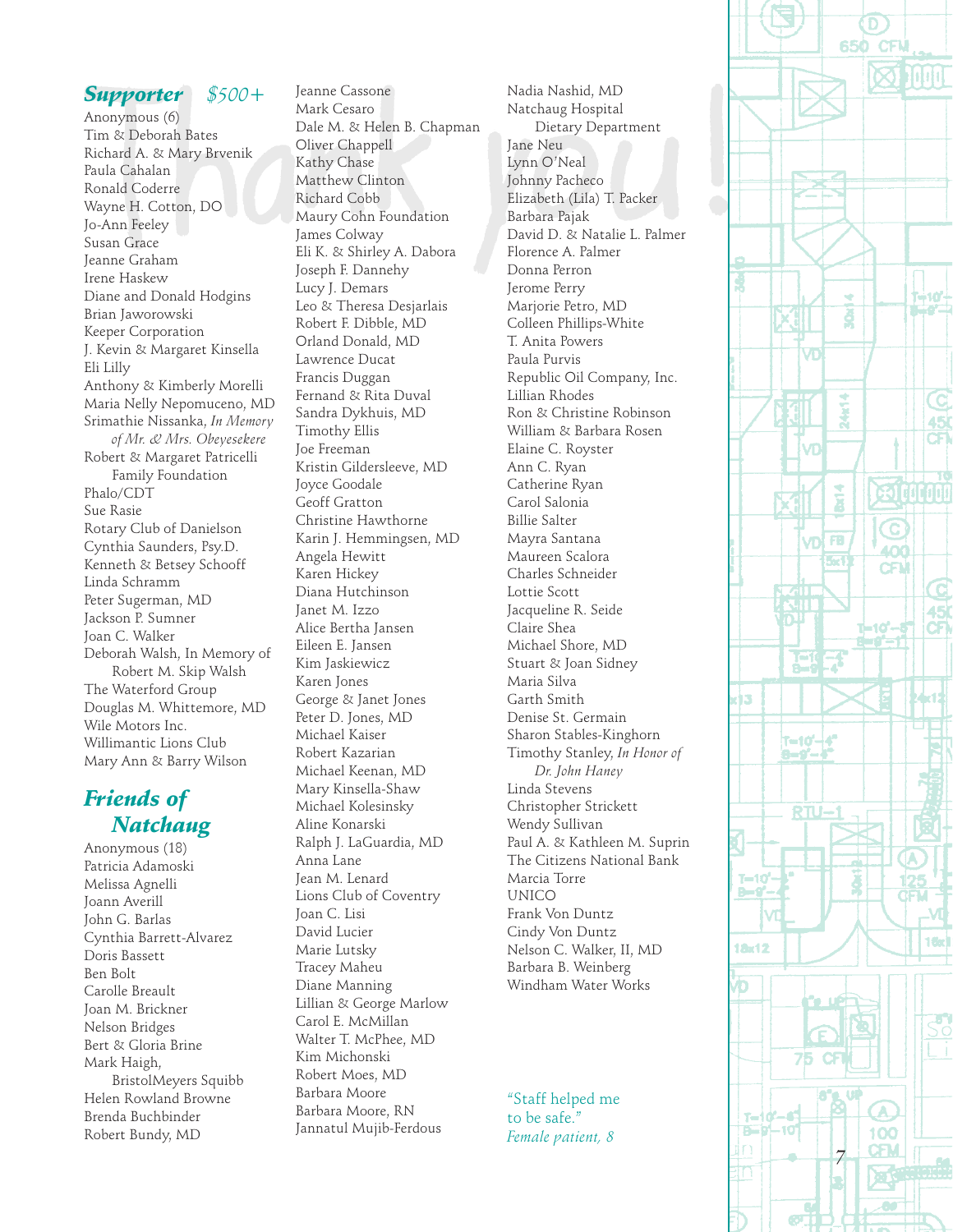## *Supporter* $500+

Anonymous (6)
Tim & Deborah Bates
Richard A. & Mary Brvenik
Paula Cahalan
Ronald Coderre
Wayne H. Cotton, DO
Jo-Ann Feeley
Susan Grace
Jeanne Graham
Irene Haskew
Diane and Donald Hodgins
Brian Jaworowski
Keeper Corporation
J. Kevin & Margaret Kinsella
Eli Lilly
Anthony & Kimberly Morelli
Maria Nelly Nepomuceno, MD
Srimathie Nissanka, *In Memory of Mr. & Mrs. Obeyesekere*
Robert & Margaret Patricelli Family Foundation
Phalo/CDT
Sue Rasie
Rotary Club of Danielson
Cynthia Saunders, Psy.D.
Kenneth & Betsey Schooff
Linda Schramm
Peter Sugerman, MD
Jackson P. Sumner
Joan C. Walker
Deborah Walsh, In Memory of Robert M. Skip Walsh
The Waterford Group
Douglas M. Whittemore, MD
Wile Motors Inc.
Willimantic Lions Club
Mary Ann & Barry Wilson

## *Friends of Natchaug*

Anonymous (18)
Patricia Adamoski
Melissa Agnelli
Joann Averill
John G. Barlas
Cynthia Barrett-Alvarez
Doris Bassett
Ben Bolt
Carolle Breault
Joan M. Brickner
Nelson Bridges
Bert & Gloria Brine
Mark Haigh, BristolMeyers Squibb
Helen Rowland Browne
Brenda Buchbinder
Robert Bundy, MD
Jeanne Cassone
Mark Cesaro
Dale M. & Helen B. Chapman
Oliver Chappell
Kathy Chase
Matthew Clinton
Richard Cobb
Maury Cohn Foundation
James Colway
Eli K. & Shirley A. Dabora
Joseph F. Dannehy
Lucy J. Demars
Leo & Theresa Desjarlais
Robert F. Dibble, MD
Orland Donald, MD
Lawrence Ducat
Francis Duggan
Fernand & Rita Duval
Sandra Dykhuis, MD
Timothy Ellis
Joe Freeman
Kristin Gildersleeve, MD
Joyce Goodale
Geoff Gratton
Christine Hawthorne
Karin J. Hemmingsen, MD
Angela Hewitt
Karen Hickey
Diana Hutchinson
Janet M. Izzo
Alice Bertha Jansen
Eileen E. Jansen
Kim Jaskiewicz
Karen Jones
George & Janet Jones
Peter D. Jones, MD
Michael Kaiser
Robert Kazarian
Michael Keenan, MD
Mary Kinsella-Shaw
Michael Kolesinsky
Aline Konarski
Ralph J. LaGuardia, MD
Anna Lane
Jean M. Lenard
Lions Club of Coventry
Joan C. Lisi
David Lucier
Marie Lutsky
Tracey Maheu
Diane Manning
Lillian & George Marlow
Carol E. McMillan
Walter T. McPhee, MD
Kim Michonski
Robert Moes, MD
Barbara Moore
Barbara Moore, RN
Jannatul Mujib-Ferdous
Nadia Nashid, MD
Natchaug Hospital Dietary Department
Jane Neu
Lynn O'Neal
Johnny Pacheco
Elizabeth (Lila) T. Packer
Barbara Pajak
David D. & Natalie L. Palmer
Florence A. Palmer
Donna Perron
Jerome Perry
Marjorie Petro, MD
Colleen Phillips-White
T. Anita Powers
Paula Purvis
Republic Oil Company, Inc.
Lillian Rhodes
Ron & Christine Robinson
William & Barbara Rosen
Elaine C. Royster
Ann C. Ryan
Catherine Ryan
Carol Salonia
Billie Salter
Mayra Santana
Maureen Scalora
Charles Schneider
Lottie Scott
Jacqueline R. Seide
Claire Shea
Michael Shore, MD
Stuart & Joan Sidney
Maria Silva
Garth Smith
Denise St. Germain
Sharon Stables-Kinghorn
Timothy Stanley, *In Honor of Dr. John Haney*
Linda Stevens
Christopher Strickett
Wendy Sullivan
Paul A. & Kathleen M. Suprin
The Citizens National Bank
Marcia Torre
UNICO
Frank Von Duntz
Cindy Von Duntz
Nelson C. Walker, II, MD
Barbara B. Weinberg
Windham Water Works

"Staff helped me to be safe."
*Female patient, 8*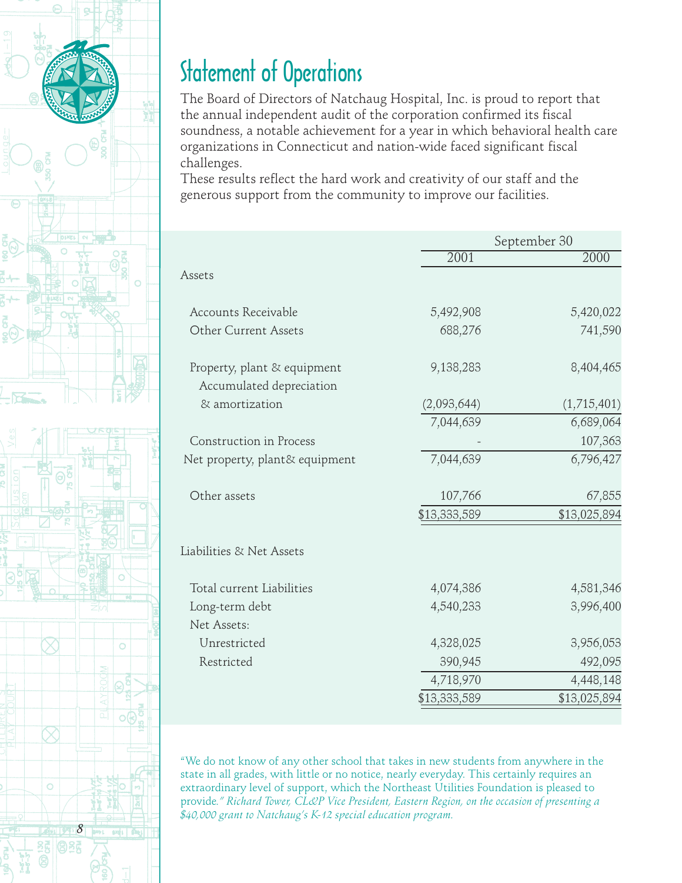# Statement of Operations

The Board of Directors of Natchaug Hospital, Inc. is proud to report that the annual independent audit of the corporation confirmed its fiscal soundness, a notable achievement for a year in which behavioral health care organizations in Connecticut and nation-wide faced significant fiscal challenges.

These results reflect the hard work and creativity of our staff and the generous support from the community to improve our facilities.

| | September 30 | |
|---|---|---|
| | 2001 | 2000 |
| **Assets** | | |
| Accounts Receivable | 5,492,908 | 5,420,022 |
| Other Current Assets | 688,276 | 741,590 |
| Property, plant & equipment | 9,138,283 | 8,404,465 |
| Accumulated depreciation & amortization | (2,093,644) | (1,715,401) |
| | 7,044,639 | 6,689,064 |
| Construction in Process | - | 107,363 |
| Net property, plant& equipment | 7,044,639 | 6,796,427 |
| Other assets | 107,766 | 67,855 |
| | $13,333,589 | $13,025,894 |
| **Liabilities & Net Assets** | | |
| Total current Liabilities | 4,074,386 | 4,581,346 |
| Long-term debt | 4,540,233 | 3,996,400 |
| Net Assets: | | |
| Unrestricted | 4,328,025 | 3,956,053 |
| Restricted | 390,945 | 492,095 |
| | 4,718,970 | 4,448,148 |
| | $13,333,589 | $13,025,894 |

"We do not know of any other school that takes in new students from anywhere in the state in all grades, with little or no notice, nearly everyday. This certainly requires an extraordinary level of support, which the Northeast Utilities Foundation is pleased to provide." *Richard Tower, CL&P Vice President, Eastern Region, on the occasion of presenting a $40,000 grant to Natchaug's K-12 special education program.*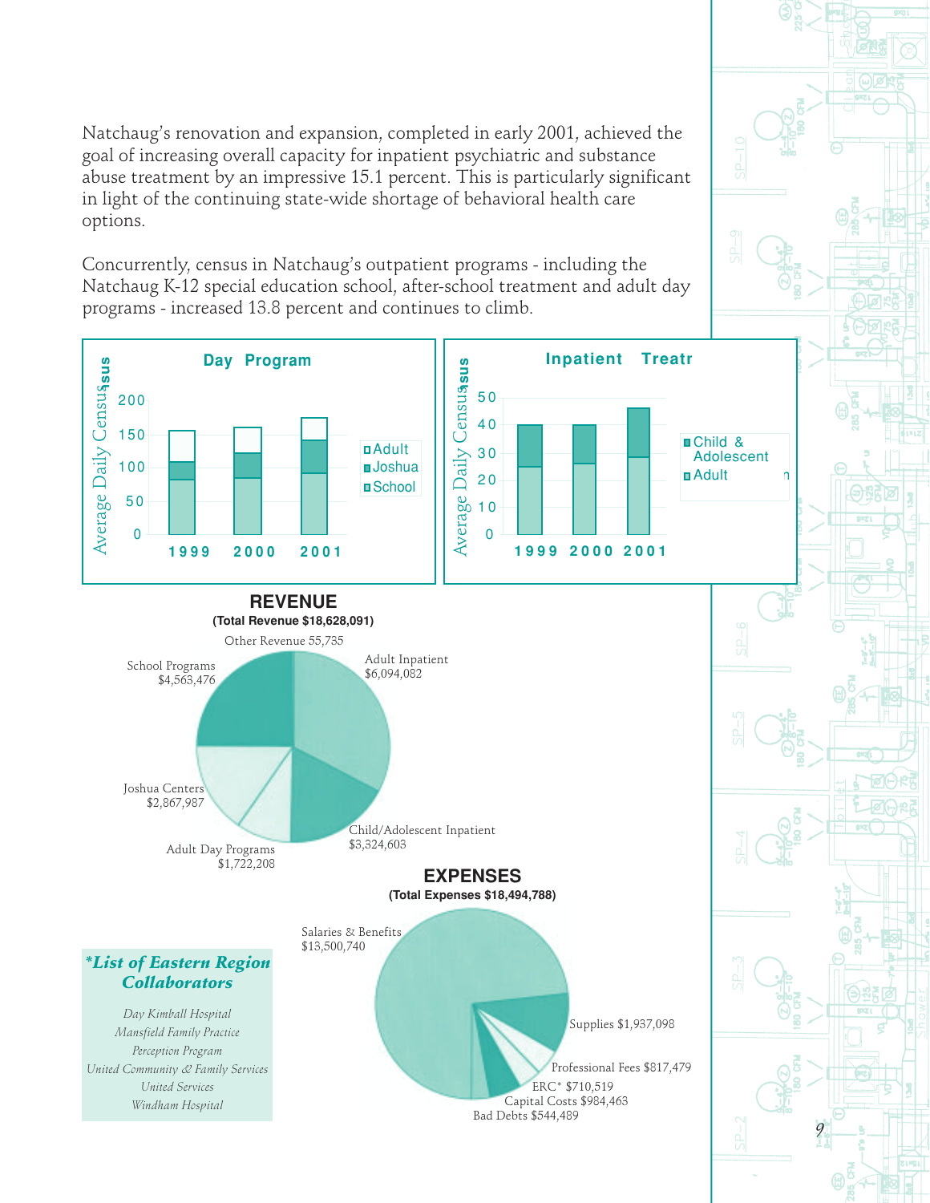Natchaug's renovation and expansion, completed in early 2001, achieved the goal of increasing overall capacity for inpatient psychiatric and substance abuse treatment by an impressive 15.1 percent. This is particularly significant in light of the continuing state-wide shortage of behavioral health care options.

Concurrently, census in Natchaug's outpatient programs - including the Natchaug K-12 special education school, after-school treatment and adult day programs - increased 13.8 percent and continues to climb.

**Day Program**

Average Daily Census

Legend: Adult, Joshua, School

Years: 1999, 2000, 2001

**Inpatient Treatment**

Average Daily Census

Legend: Child & Adolescent, Adult

Years: 1999, 2000, 2001

**REVENUE**

**(Total Revenue $18,628,091)**

- Other Revenue 55,735
- Adult Inpatient $6,094,082
- Child/Adolescent Inpatient $3,324,603
- Adult Day Programs $1,722,208
- Joshua Centers $2,867,987
- School Programs $4,563,476

**EXPENSES**

**(Total Expenses $18,494,788)**

- Salaries & Benefits $13,500,740
- Supplies $1,937,098
- Professional Fees $817,479
- ERC* $710,519
- Capital Costs $984,463
- Bad Debts $544,489

***List of Eastern Region Collaborators***

*Day Kimball Hospital*
*Mansfield Family Practice*
*Perception Program*
*United Community & Family Services*
*United Services*
*Windham Hospital*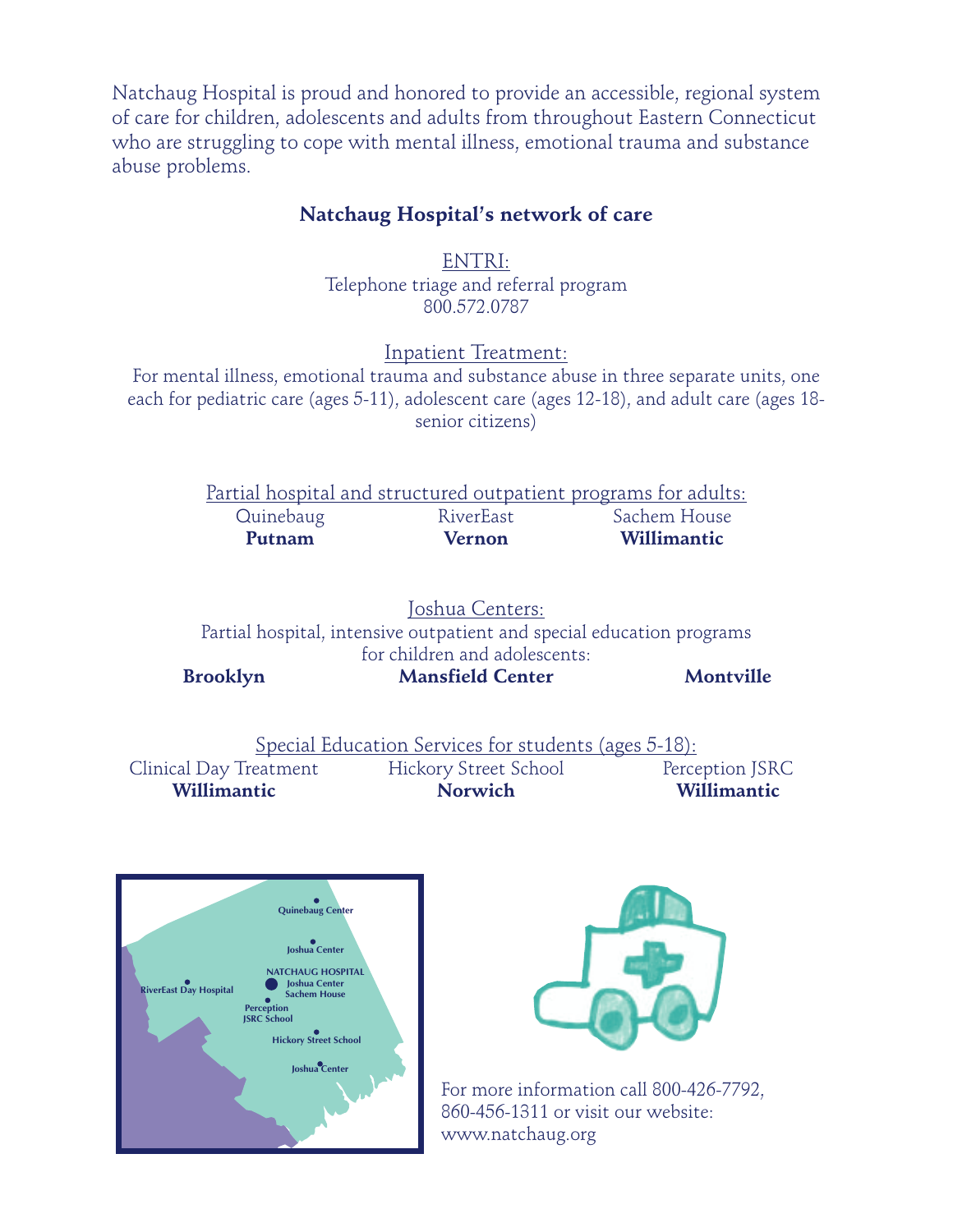Natchaug Hospital is proud and honored to provide an accessible, regional system of care for children, adolescents and adults from throughout Eastern Connecticut who are struggling to cope with mental illness, emotional trauma and substance abuse problems.

## Natchaug Hospital's network of care

ENTRI:
Telephone triage and referral program
800.572.0787

Inpatient Treatment:
For mental illness, emotional trauma and substance abuse in three separate units, one each for pediatric care (ages 5-11), adolescent care (ages 12-18), and adult care (ages 18-senior citizens)

Partial hospital and structured outpatient programs for adults:

Quinebaug
**Putnam**

RiverEast
**Vernon**

Sachem House
**Willimantic**

Joshua Centers:
Partial hospital, intensive outpatient and special education programs for children and adolescents:

**Brooklyn**

**Mansfield Center**

**Montville**

Special Education Services for students (ages 5-18):

Clinical Day Treatment
**Willimantic**

Hickory Street School
**Norwich**

Perception JSRC
**Willimantic**

Quinebaug Center

Joshua Center

NATCHAUG HOSPITAL

Joshua Center

Sachem House

RiverEast Day Hospital

Perception JSRC School

Hickory Street School

Joshua Center

For more information call 800-426-7792, 860-456-1311 or visit our website: www.natchaug.org